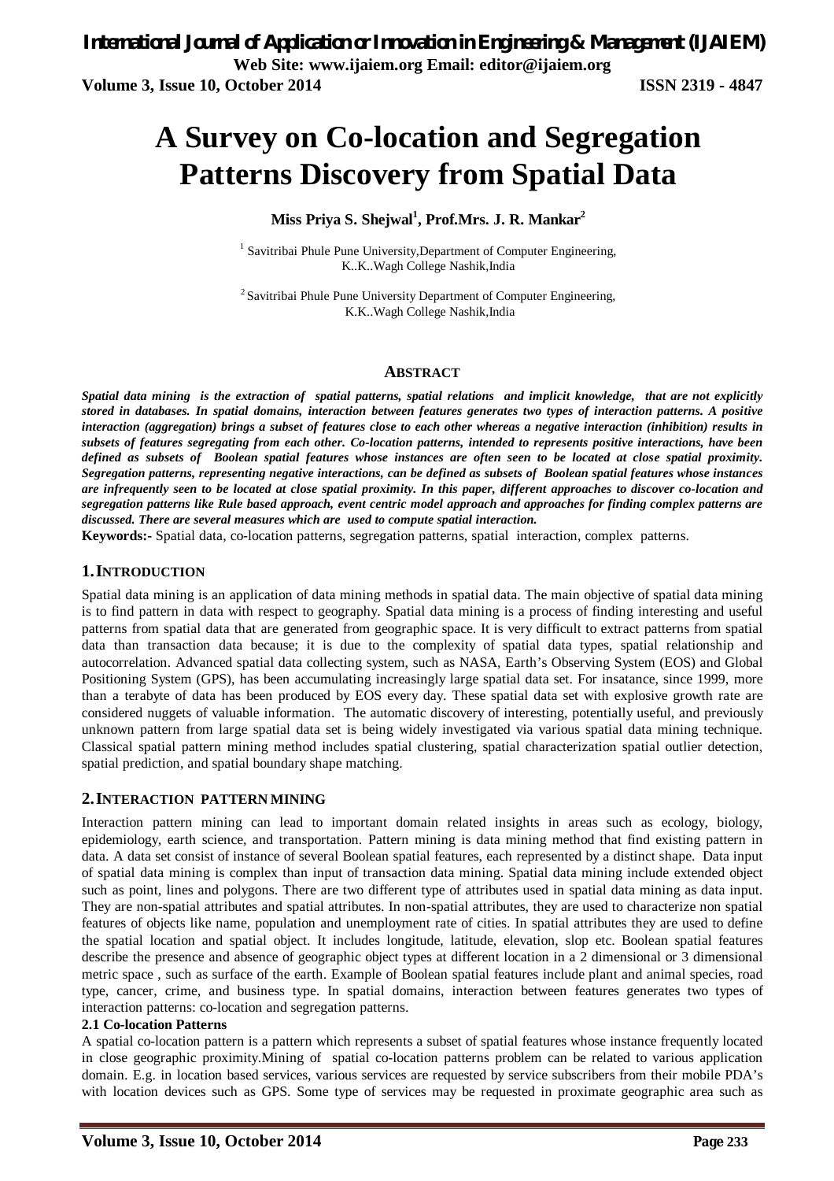᐀# A Survey on Co-location and Segregation Patterns Discovery from Spatial Data

**Miss Priya S. Shejwal[1], Prof.Mrs. J. R. Mankar[2]**

[1] Savitribai Phule Pune University,Department of Computer Engineering, K..K..Wagh College Nashik,India

[2] Savitribai Phule Pune University Department of Computer Engineering, K.K..Wagh College Nashik,India

## ABSTRACT

***Spatial data mining is the extraction of spatial patterns, spatial relations and implicit knowledge, that are not explicitly stored in databases. In spatial domains, interaction between features generates two types of interaction patterns. A positive interaction (aggregation) brings a subset of features close to each other whereas a negative interaction (inhibition) results in subsets of features segregating from each other. Co-location patterns, intended to represents positive interactions, have been defined as subsets of Boolean spatial features whose instances are often seen to be located at close spatial proximity. Segregation patterns, representing negative interactions, can be defined as subsets of Boolean spatial features whose instances are infrequently seen to be located at close spatial proximity. In this paper, different approaches to discover co-location and segregation patterns like Rule based approach, event centric model approach and approaches for finding complex patterns are discussed. There are several measures which are used to compute spatial interaction.***

**Keywords:-** Spatial data, co-location patterns, segregation patterns, spatial interaction, complex patterns.

## 1. INTRODUCTION

Spatial data mining is an application of data mining methods in spatial data. The main objective of spatial data mining is to find pattern in data with respect to geography. Spatial data mining is a process of finding interesting and useful patterns from spatial data that are generated from geographic space. It is very difficult to extract patterns from spatial data than transaction data because; it is due to the complexity of spatial data types, spatial relationship and autocorrelation. Advanced spatial data collecting system, such as NASA, Earth's Observing System (EOS) and Global Positioning System (GPS), has been accumulating increasingly large spatial data set. For insatance, since 1999, more than a terabyte of data has been produced by EOS every day. These spatial data set with explosive growth rate are considered nuggets of valuable information. The automatic discovery of interesting, potentially useful, and previously unknown pattern from large spatial data set is being widely investigated via various spatial data mining technique. Classical spatial pattern mining method includes spatial clustering, spatial characterization spatial outlier detection, spatial prediction, and spatial boundary shape matching.

## 2. INTERACTION PATTERN MINING

Interaction pattern mining can lead to important domain related insights in areas such as ecology, biology, epidemiology, earth science, and transportation. Pattern mining is data mining method that find existing pattern in data. A data set consist of instance of several Boolean spatial features, each represented by a distinct shape. Data input of spatial data mining is complex than input of transaction data mining. Spatial data mining include extended object such as point, lines and polygons. There are two different type of attributes used in spatial data mining as data input. They are non-spatial attributes and spatial attributes. In non-spatial attributes, they are used to characterize non spatial features of objects like name, population and unemployment rate of cities. In spatial attributes they are used to define the spatial location and spatial object. It includes longitude, latitude, elevation, slop etc. Boolean spatial features describe the presence and absence of geographic object types at different location in a 2 dimensional or 3 dimensional metric space , such as surface of the earth. Example of Boolean spatial features include plant and animal species, road type, cancer, crime, and business type. In spatial domains, interaction between features generates two types of interaction patterns: co-location and segregation patterns.

### 2.1 Co-location Patterns

A spatial co-location pattern is a pattern which represents a subset of spatial features whose instance frequently located in close geographic proximity.Mining of spatial co-location patterns problem can be related to various application domain. E.g. in location based services, various services are requested by service subscribers from their mobile PDA's with location devices such as GPS. Some type of services may be requested in proximate geographic area such as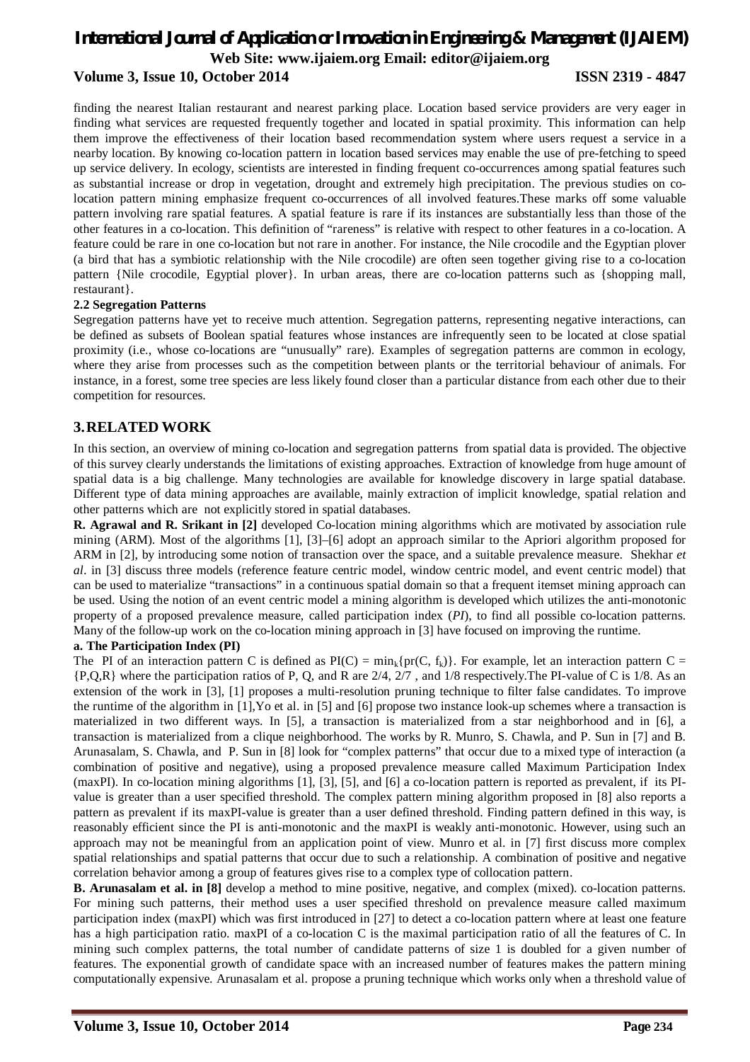finding the nearest Italian restaurant and nearest parking place. Location based service providers are very eager in finding what services are requested frequently together and located in spatial proximity. This information can help them improve the effectiveness of their location based recommendation system where users request a service in a nearby location. By knowing co-location pattern in location based services may enable the use of pre-fetching to speed up service delivery. In ecology, scientists are interested in finding frequent co-occurrences among spatial features such as substantial increase or drop in vegetation, drought and extremely high precipitation. The previous studies on co-location pattern mining emphasize frequent co-occurrences of all involved features.These marks off some valuable pattern involving rare spatial features. A spatial feature is rare if its instances are substantially less than those of the other features in a co-location. This definition of "rareness" is relative with respect to other features in a co-location. A feature could be rare in one co-location but not rare in another. For instance, the Nile crocodile and the Egyptian plover (a bird that has a symbiotic relationship with the Nile crocodile) are often seen together giving rise to a co-location pattern {Nile crocodile, Egyptial plover}. In urban areas, there are co-location patterns such as {shopping mall, restaurant}.

### 2.2 Segregation Patterns

Segregation patterns have yet to receive much attention. Segregation patterns, representing negative interactions, can be defined as subsets of Boolean spatial features whose instances are infrequently seen to be located at close spatial proximity (i.e., whose co-locations are "unusually" rare). Examples of segregation patterns are common in ecology, where they arise from processes such as the competition between plants or the territorial behaviour of animals. For instance, in a forest, some tree species are less likely found closer than a particular distance from each other due to their competition for resources.

## 3. RELATED WORK

In this section, an overview of mining co-location and segregation patterns from spatial data is provided. The objective of this survey clearly understands the limitations of existing approaches. Extraction of knowledge from huge amount of spatial data is a big challenge. Many technologies are available for knowledge discovery in large spatial database. Different type of data mining approaches are available, mainly extraction of implicit knowledge, spatial relation and other patterns which are not explicitly stored in spatial databases.

**R. Agrawal and R. Srikant in [2]** developed Co-location mining algorithms which are motivated by association rule mining (ARM). Most of the algorithms [1], [3]–[6] adopt an approach similar to the Apriori algorithm proposed for ARM in [2], by introducing some notion of transaction over the space, and a suitable prevalence measure. Shekhar *et al*. in [3] discuss three models (reference feature centric model, window centric model, and event centric model) that can be used to materialize "transactions" in a continuous spatial domain so that a frequent itemset mining approach can be used. Using the notion of an event centric model a mining algorithm is developed which utilizes the anti-monotonic property of a proposed prevalence measure, called participation index (*PI*), to find all possible co-location patterns. Many of the follow-up work on the co-location mining approach in [3] have focused on improving the runtime.

**a. The Participation Index (PI)**

The PI of an interaction pattern C is defined as $PI(C) = \min_k\{pr(C, f_k)\}$. For example, let an interaction pattern C = {P,Q,R} where the participation ratios of P, Q, and R are 2/4, 2/7 , and 1/8 respectively.The PI-value of C is 1/8. As an extension of the work in [3], [1] proposes a multi-resolution pruning technique to filter false candidates. To improve the runtime of the algorithm in [1],Yo et al. in [5] and [6] propose two instance look-up schemes where a transaction is materialized in two different ways. In [5], a transaction is materialized from a star neighborhood and in [6], a transaction is materialized from a clique neighborhood. The works by R. Munro, S. Chawla, and P. Sun in [7] and B. Arunasalam, S. Chawla, and P. Sun in [8] look for "complex patterns" that occur due to a mixed type of interaction (a combination of positive and negative), using a proposed prevalence measure called Maximum Participation Index (maxPI). In co-location mining algorithms [1], [3], [5], and [6] a co-location pattern is reported as prevalent, if its PI-value is greater than a user specified threshold. The complex pattern mining algorithm proposed in [8] also reports a pattern as prevalent if its maxPI-value is greater than a user defined threshold. Finding pattern defined in this way, is reasonably efficient since the PI is anti-monotonic and the maxPI is weakly anti-monotonic. However, using such an approach may not be meaningful from an application point of view. Munro et al. in [7] first discuss more complex spatial relationships and spatial patterns that occur due to such a relationship. A combination of positive and negative correlation behavior among a group of features gives rise to a complex type of collocation pattern.

**B. Arunasalam et al. in [8]** develop a method to mine positive, negative, and complex (mixed). co-location patterns. For mining such patterns, their method uses a user specified threshold on prevalence measure called maximum participation index (maxPI) which was first introduced in [27] to detect a co-location pattern where at least one feature has a high participation ratio. maxPI of a co-location C is the maximal participation ratio of all the features of C. In mining such complex patterns, the total number of candidate patterns of size 1 is doubled for a given number of features. The exponential growth of candidate space with an increased number of features makes the pattern mining computationally expensive. Arunasalam et al. propose a pruning technique which works only when a threshold value of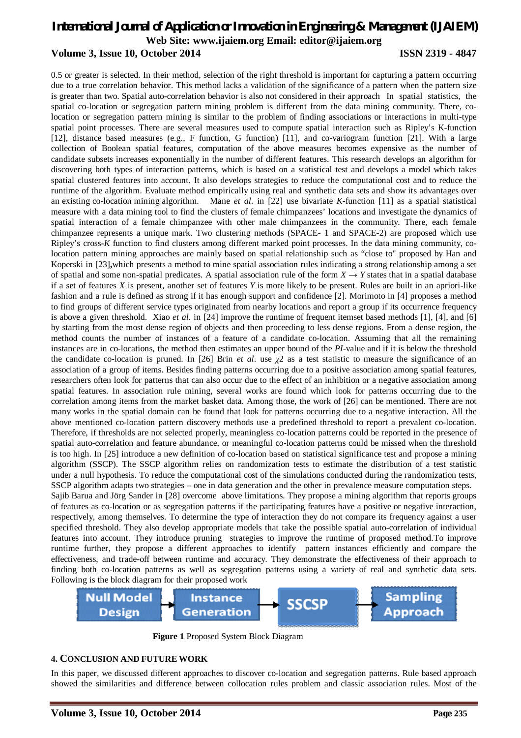0.5 or greater is selected. In their method, selection of the right threshold is important for capturing a pattern occurring due to a true correlation behavior. This method lacks a validation of the significance of a pattern when the pattern size is greater than two. Spatial auto-correlation behavior is also not considered in their approach In spatial statistics, the spatial co-location or segregation pattern mining problem is different from the data mining community. There, co-location or segregation pattern mining is similar to the problem of finding associations or interactions in multi-type spatial point processes. There are several measures used to compute spatial interaction such as Ripley's K-function [12], distance based measures (e.g., F function, G function) [11], and co-variogram function [21]. With a large collection of Boolean spatial features, computation of the above measures becomes expensive as the number of candidate subsets increases exponentially in the number of different features. This research develops an algorithm for discovering both types of interaction patterns, which is based on a statistical test and develops a model which takes spatial clustered features into account. It also develops strategies to reduce the computational cost and to reduce the runtime of the algorithm. Evaluate method empirically using real and synthetic data sets and show its advantages over an existing co-location mining algorithm. Mane *et al*. in [22] use bivariate *K*-function [11] as a spatial statistical measure with a data mining tool to find the clusters of female chimpanzees' locations and investigate the dynamics of spatial interaction of a female chimpanzee with other male chimpanzees in the community. There, each female chimpanzee represents a unique mark. Two clustering methods (SPACE- 1 and SPACE-2) are proposed which use Ripley's cross-*K* function to find clusters among different marked point processes. In the data mining community, co-location pattern mining approaches are mainly based on spatial relationship such as "close to" proposed by Han and Koperski in [23]**,**which presents a method to mine spatial association rules indicating a strong relationship among a set of spatial and some non-spatial predicates. A spatial association rule of the form $X \rightarrow Y$ states that in a spatial database if a set of features $X$ is present, another set of features $Y$ is more likely to be present. Rules are built in an apriori-like fashion and a rule is defined as strong if it has enough support and confidence [2]. Morimoto in [4] proposes a method to find groups of different service types originated from nearby locations and report a group if its occurrence frequency is above a given threshold. Xiao *et al*. in [24] improve the runtime of frequent itemset based methods [1], [4], and [6] by starting from the most dense region of objects and then proceeding to less dense regions. From a dense region, the method counts the number of instances of a feature of a candidate co-location. Assuming that all the remaining instances are in co-locations, the method then estimates an upper bound of the *PI*-value and if it is below the threshold the candidate co-location is pruned. In [26] Brin *et al*. use $\chi 2$ as a test statistic to measure the significance of an association of a group of items. Besides finding patterns occurring due to a positive association among spatial features, researchers often look for patterns that can also occur due to the effect of an inhibition or a negative association among spatial features. In association rule mining, several works are found which look for patterns occurring due to the correlation among items from the market basket data. Among those, the work of [26] can be mentioned. There are not many works in the spatial domain can be found that look for patterns occurring due to a negative interaction. All the above mentioned co-location pattern discovery methods use a predefined threshold to report a prevalent co-location. Therefore, if thresholds are not selected properly, meaningless co-location patterns could be reported in the presence of spatial auto-correlation and feature abundance, or meaningful co-location patterns could be missed when the threshold is too high. In [25] introduce a new definition of co-location based on statistical significance test and propose a mining algorithm (SSCP). The SSCP algorithm relies on randomization tests to estimate the distribution of a test statistic under a null hypothesis. To reduce the computational cost of the simulations conducted during the randomization tests, SSCP algorithm adapts two strategies – one in data generation and the other in prevalence measure computation steps. Sajib Barua and Jörg Sander in [28] overcome above limitations. They propose a mining algorithm that reports groups of features as co-location or as segregation patterns if the participating features have a positive or negative interaction, respectively, among themselves. To determine the type of interaction they do not compare its frequency against a user specified threshold. They also develop appropriate models that take the possible spatial auto-correlation of individual features into account. They introduce pruning strategies to improve the runtime of proposed method.To improve runtime further, they propose a different approaches to identify pattern instances efficiently and compare the effectiveness, and trade-off between runtime and accuracy. They demonstrate the effectiveness of their approach to finding both co-location patterns as well as segregation patterns using a variety of real and synthetic data sets. Following is the block diagram for their proposed work

Null Model Design → Instance Generation → SSCSP → Sampling Approach

**Figure 1** Proposed System Block Diagram

## 4. CONCLUSION AND FUTURE WORK

In this paper, we discussed different approaches to discover co-location and segregation patterns. Rule based approach showed the similarities and difference between collocation rules problem and classic association rules. Most of the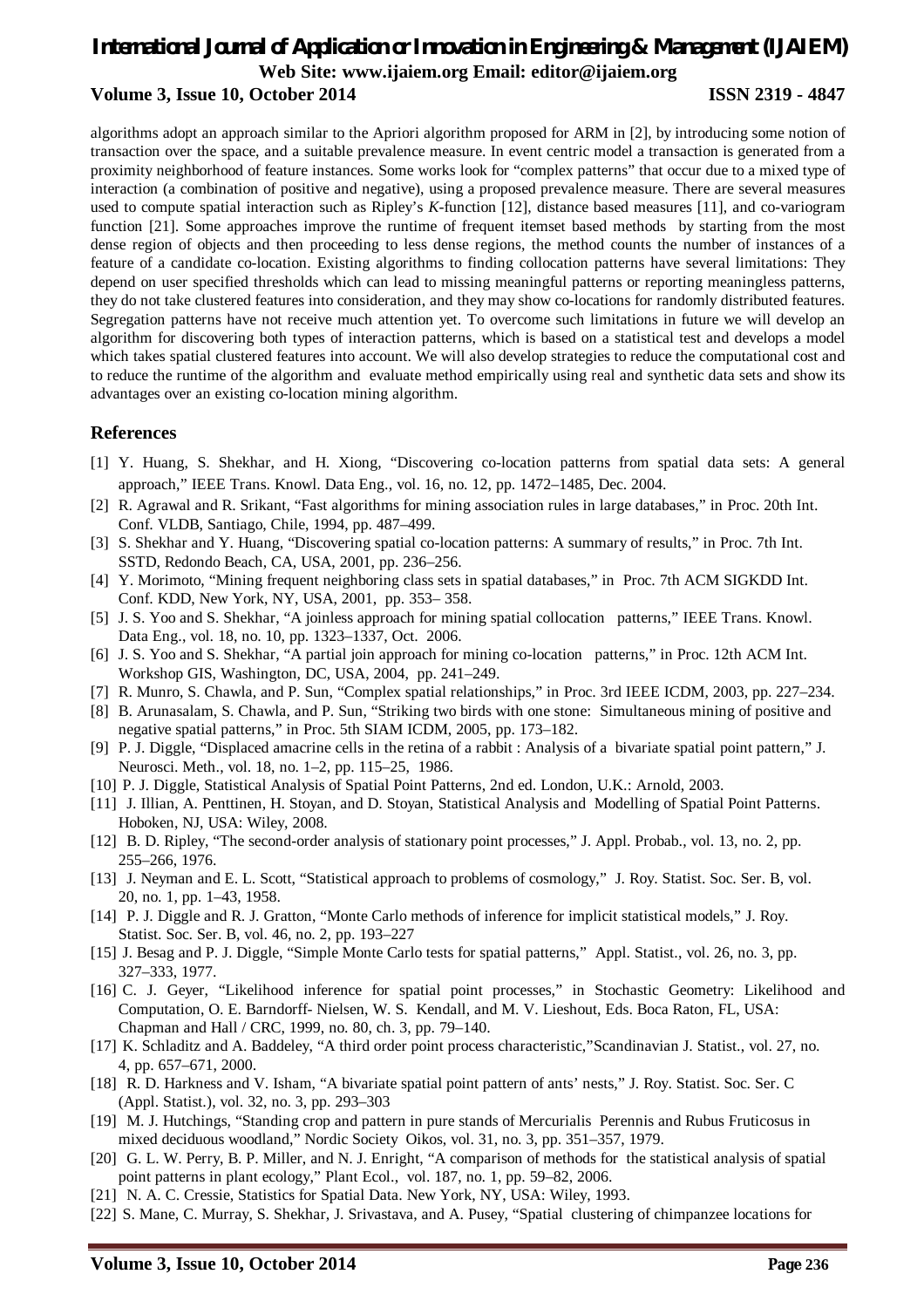algorithms adopt an approach similar to the Apriori algorithm proposed for ARM in [2], by introducing some notion of transaction over the space, and a suitable prevalence measure. In event centric model a transaction is generated from a proximity neighborhood of feature instances. Some works look for "complex patterns" that occur due to a mixed type of interaction (a combination of positive and negative), using a proposed prevalence measure. There are several measures used to compute spatial interaction such as Ripley's *K*-function [12], distance based measures [11], and co-variogram function [21]. Some approaches improve the runtime of frequent itemset based methods by starting from the most dense region of objects and then proceeding to less dense regions, the method counts the number of instances of a feature of a candidate co-location. Existing algorithms to finding collocation patterns have several limitations: They depend on user specified thresholds which can lead to missing meaningful patterns or reporting meaningless patterns, they do not take clustered features into consideration, and they may show co-locations for randomly distributed features. Segregation patterns have not receive much attention yet. To overcome such limitations in future we will develop an algorithm for discovering both types of interaction patterns, which is based on a statistical test and develops a model which takes spatial clustered features into account. We will also develop strategies to reduce the computational cost and to reduce the runtime of the algorithm and evaluate method empirically using real and synthetic data sets and show its advantages over an existing co-location mining algorithm.

## References

[1] Y. Huang, S. Shekhar, and H. Xiong, "Discovering co-location patterns from spatial data sets: A general approach," IEEE Trans. Knowl. Data Eng., vol. 16, no. 12, pp. 1472–1485, Dec. 2004.

[2] R. Agrawal and R. Srikant, "Fast algorithms for mining association rules in large databases," in Proc. 20th Int. Conf. VLDB, Santiago, Chile, 1994, pp. 487–499.

[3] S. Shekhar and Y. Huang, "Discovering spatial co-location patterns: A summary of results," in Proc. 7th Int. SSTD, Redondo Beach, CA, USA, 2001, pp. 236–256.

[4] Y. Morimoto, "Mining frequent neighboring class sets in spatial databases," in Proc. 7th ACM SIGKDD Int. Conf. KDD, New York, NY, USA, 2001, pp. 353– 358.

[5] J. S. Yoo and S. Shekhar, "A joinless approach for mining spatial collocation patterns," IEEE Trans. Knowl. Data Eng., vol. 18, no. 10, pp. 1323–1337, Oct. 2006.

[6] J. S. Yoo and S. Shekhar, "A partial join approach for mining co-location patterns," in Proc. 12th ACM Int. Workshop GIS, Washington, DC, USA, 2004, pp. 241–249.

[7] R. Munro, S. Chawla, and P. Sun, "Complex spatial relationships," in Proc. 3rd IEEE ICDM, 2003, pp. 227–234.

[8] B. Arunasalam, S. Chawla, and P. Sun, "Striking two birds with one stone: Simultaneous mining of positive and negative spatial patterns," in Proc. 5th SIAM ICDM, 2005, pp. 173–182.

[9] P. J. Diggle, "Displaced amacrine cells in the retina of a rabbit : Analysis of a bivariate spatial point pattern," J. Neurosci. Meth., vol. 18, no. 1–2, pp. 115–25, 1986.

[10] P. J. Diggle, Statistical Analysis of Spatial Point Patterns, 2nd ed. London, U.K.: Arnold, 2003.

[11] J. Illian, A. Penttinen, H. Stoyan, and D. Stoyan, Statistical Analysis and Modelling of Spatial Point Patterns. Hoboken, NJ, USA: Wiley, 2008.

[12] B. D. Ripley, "The second-order analysis of stationary point processes," J. Appl. Probab., vol. 13, no. 2, pp. 255–266, 1976.

[13] J. Neyman and E. L. Scott, "Statistical approach to problems of cosmology," J. Roy. Statist. Soc. Ser. B, vol. 20, no. 1, pp. 1–43, 1958.

[14] P. J. Diggle and R. J. Gratton, "Monte Carlo methods of inference for implicit statistical models," J. Roy. Statist. Soc. Ser. B, vol. 46, no. 2, pp. 193–227

[15] J. Besag and P. J. Diggle, "Simple Monte Carlo tests for spatial patterns," Appl. Statist., vol. 26, no. 3, pp. 327–333, 1977.

[16] C. J. Geyer, "Likelihood inference for spatial point processes," in Stochastic Geometry: Likelihood and Computation, O. E. Barndorff- Nielsen, W. S. Kendall, and M. V. Lieshout, Eds. Boca Raton, FL, USA: Chapman and Hall / CRC, 1999, no. 80, ch. 3, pp. 79–140.

[17] K. Schladitz and A. Baddeley, "A third order point process characteristic,"Scandinavian J. Statist., vol. 27, no. 4, pp. 657–671, 2000.

[18] R. D. Harkness and V. Isham, "A bivariate spatial point pattern of ants' nests," J. Roy. Statist. Soc. Ser. C (Appl. Statist.), vol. 32, no. 3, pp. 293–303

[19] M. J. Hutchings, "Standing crop and pattern in pure stands of Mercurialis Perennis and Rubus Fruticosus in mixed deciduous woodland," Nordic Society Oikos, vol. 31, no. 3, pp. 351–357, 1979.

[20] G. L. W. Perry, B. P. Miller, and N. J. Enright, "A comparison of methods for the statistical analysis of spatial point patterns in plant ecology," Plant Ecol., vol. 187, no. 1, pp. 59–82, 2006.

[21] N. A. C. Cressie, Statistics for Spatial Data. New York, NY, USA: Wiley, 1993.

[22] S. Mane, C. Murray, S. Shekhar, J. Srivastava, and A. Pusey, "Spatial clustering of chimpanzee locations for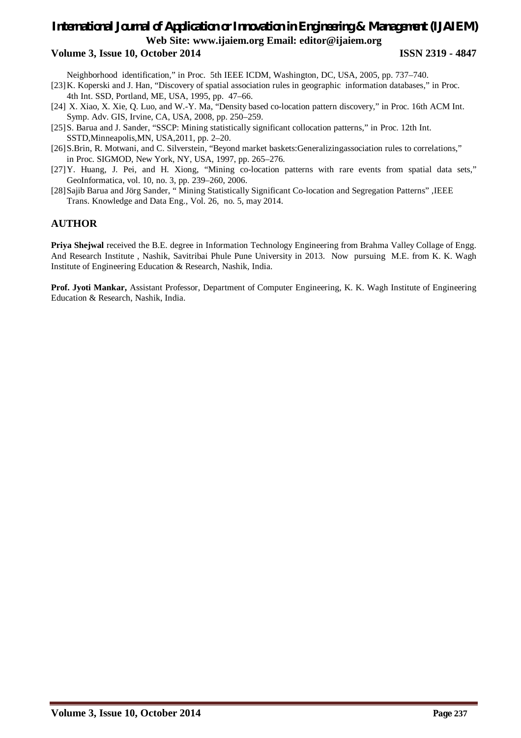Neighborhood identification," in Proc. 5th IEEE ICDM, Washington, DC, USA, 2005, pp. 737–740.

[23] K. Koperski and J. Han, "Discovery of spatial association rules in geographic information databases," in Proc. 4th Int. SSD, Portland, ME, USA, 1995, pp. 47–66.

[24] X. Xiao, X. Xie, Q. Luo, and W.-Y. Ma, "Density based co-location pattern discovery," in Proc. 16th ACM Int. Symp. Adv. GIS, Irvine, CA, USA, 2008, pp. 250–259.

[25] S. Barua and J. Sander, "SSCP: Mining statistically significant collocation patterns," in Proc. 12th Int. SSTD,Minneapolis,MN, USA,2011, pp. 2–20.

[26] S.Brin, R. Motwani, and C. Silverstein, "Beyond market baskets:Generalizingassociation rules to correlations," in Proc. SIGMOD, New York, NY, USA, 1997, pp. 265–276.

[27] Y. Huang, J. Pei, and H. Xiong, "Mining co-location patterns with rare events from spatial data sets," GeoInformatica, vol. 10, no. 3, pp. 239–260, 2006.

[28] Sajib Barua and Jörg Sander, " Mining Statistically Significant Co-location and Segregation Patterns" ,IEEE Trans. Knowledge and Data Eng., Vol. 26, no. 5, may 2014.

## AUTHOR

**Priya Shejwal** received the B.E. degree in Information Technology Engineering from Brahma Valley Collage of Engg. And Research Institute , Nashik, Savitribai Phule Pune University in 2013. Now pursuing M.E. from K. K. Wagh Institute of Engineering Education & Research, Nashik, India.

**Prof. Jyoti Mankar,** Assistant Professor, Department of Computer Engineering, K. K. Wagh Institute of Engineering Education & Research, Nashik, India.